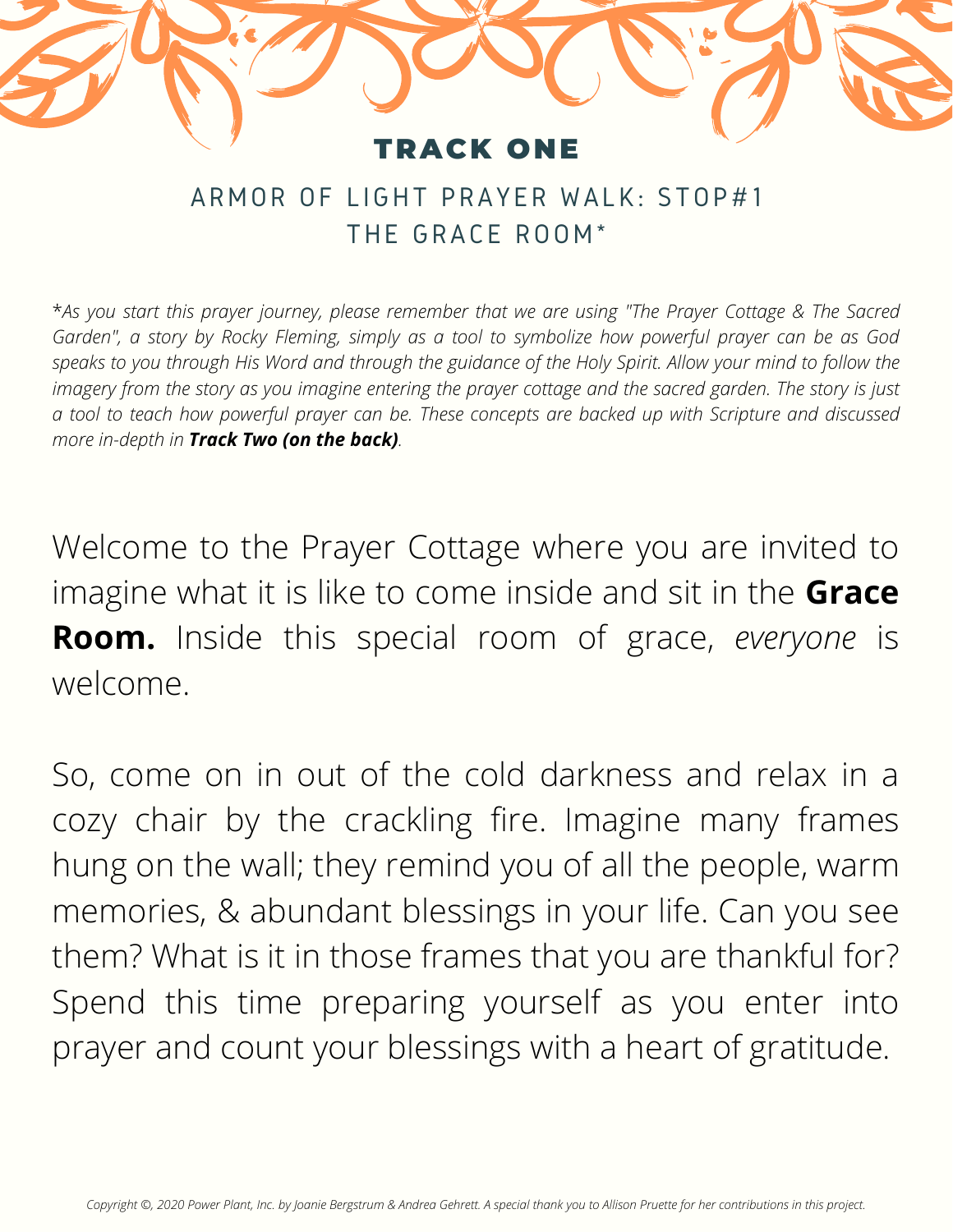# TRACK ONE

## ARMOR OF LIGHT PRAYER WALK: STOP#1
## THE GRACE ROOM*

*\*As you start this prayer journey, please remember that we are using "The Prayer Cottage & The Sacred Garden", a story by Rocky Fleming, simply as a tool to symbolize how powerful prayer can be as God speaks to you through His Word and through the guidance of the Holy Spirit. Allow your mind to follow the imagery from the story as you imagine entering the prayer cottage and the sacred garden. The story is just a tool to teach how powerful prayer can be. These concepts are backed up with Scripture and discussed more in-depth in **Track Two (on the back)**.*

Welcome to the Prayer Cottage where you are invited to imagine what it is like to come inside and sit in the **Grace Room.** Inside this special room of grace, *everyone* is welcome.

So, come on in out of the cold darkness and relax in a cozy chair by the crackling fire. Imagine many frames hung on the wall; they remind you of all the people, warm memories, & abundant blessings in your life. Can you see them? What is it in those frames that you are thankful for? Spend this time preparing yourself as you enter into prayer and count your blessings with a heart of gratitude.

*Copyright ©, 2020 Power Plant, Inc. by Joanie Bergstrum & Andrea Gehrett. A special thank you to Allison Pruette for her contributions in this project.*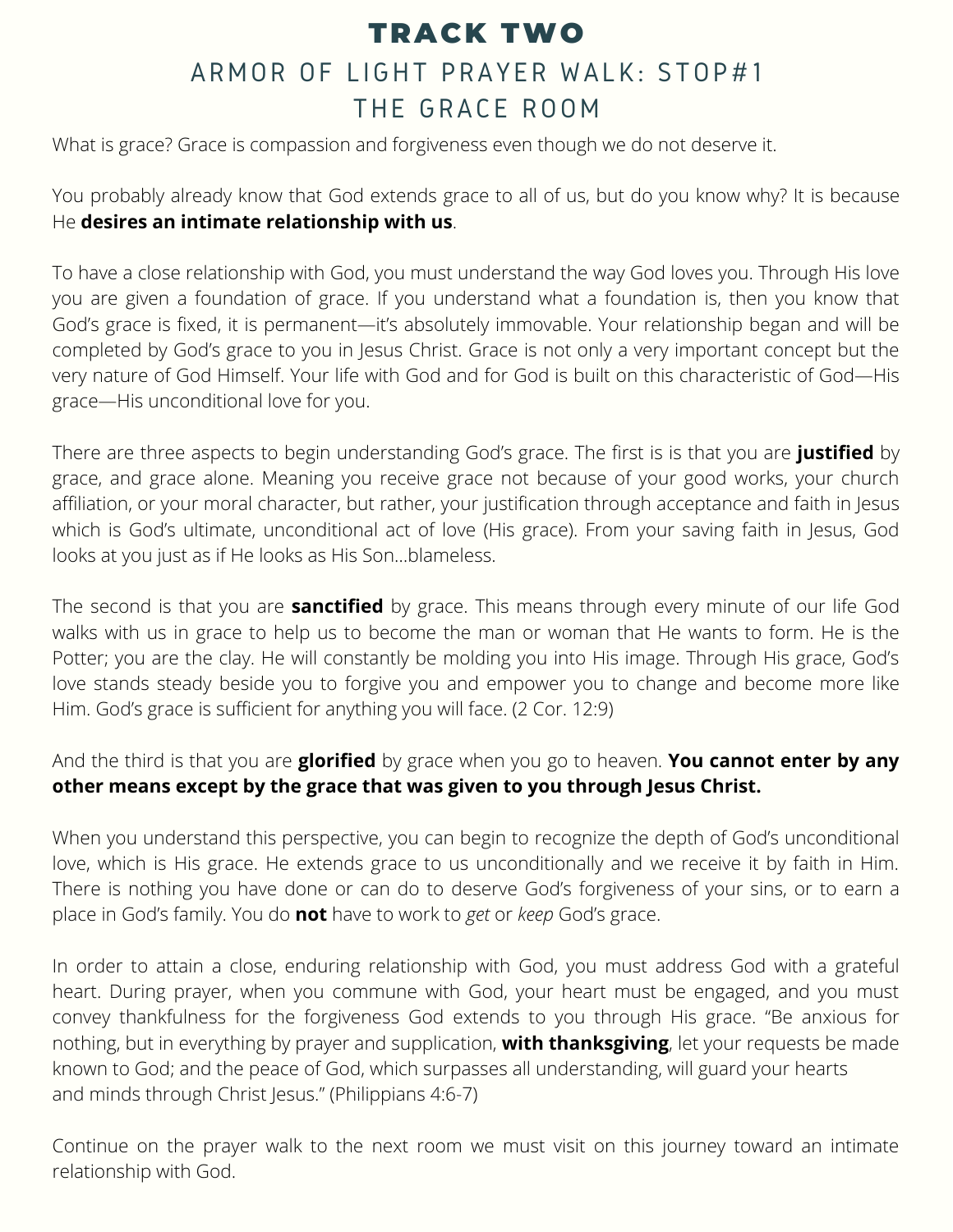# TRACK TWO

## ARMOR OF LIGHT PRAYER WALK: STOP#1

## THE GRACE ROOM

What is grace? Grace is compassion and forgiveness even though we do not deserve it.

You probably already know that God extends grace to all of us, but do you know why? It is because He **desires an intimate relationship with us**.

To have a close relationship with God, you must understand the way God loves you. Through His love you are given a foundation of grace. If you understand what a foundation is, then you know that God's grace is fixed, it is permanent—it's absolutely immovable. Your relationship began and will be completed by God's grace to you in Jesus Christ. Grace is not only a very important concept but the very nature of God Himself. Your life with God and for God is built on this characteristic of God—His grace—His unconditional love for you.

There are three aspects to begin understanding God's grace. The first is is that you are **justified** by grace, and grace alone. Meaning you receive grace not because of your good works, your church affiliation, or your moral character, but rather, your justification through acceptance and faith in Jesus which is God's ultimate, unconditional act of love (His grace). From your saving faith in Jesus, God looks at you just as if He looks as His Son...blameless.

The second is that you are **sanctified** by grace. This means through every minute of our life God walks with us in grace to help us to become the man or woman that He wants to form. He is the Potter; you are the clay. He will constantly be molding you into His image. Through His grace, God's love stands steady beside you to forgive you and empower you to change and become more like Him. God's grace is sufficient for anything you will face. (2 Cor. 12:9)

And the third is that you are **glorified** by grace when you go to heaven. **You cannot enter by any other means except by the grace that was given to you through Jesus Christ.**

When you understand this perspective, you can begin to recognize the depth of God's unconditional love, which is His grace. He extends grace to us unconditionally and we receive it by faith in Him. There is nothing you have done or can do to deserve God's forgiveness of your sins, or to earn a place in God's family. You do **not** have to work to *get* or *keep* God's grace.

In order to attain a close, enduring relationship with God, you must address God with a grateful heart. During prayer, when you commune with God, your heart must be engaged, and you must convey thankfulness for the forgiveness God extends to you through His grace. "Be anxious for nothing, but in everything by prayer and supplication, **with thanksgiving**, let your requests be made known to God; and the peace of God, which surpasses all understanding, will guard your hearts and minds through Christ Jesus." (Philippians 4:6-7)

Continue on the prayer walk to the next room we must visit on this journey toward an intimate relationship with God.